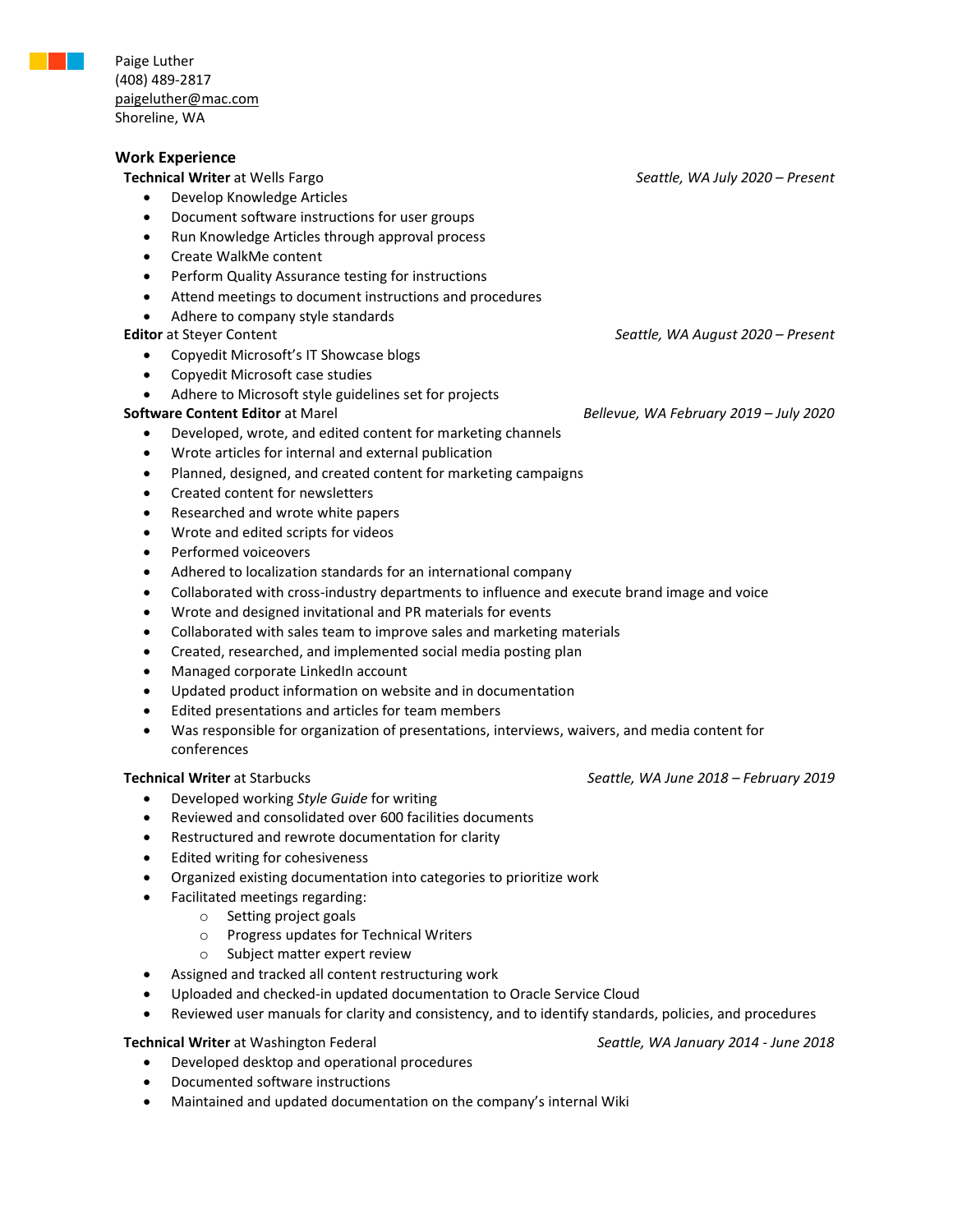Paige Luther
(408) 489-2817
paigeluther@mac.com
Shoreline, WA

## Work Experience

**Technical Writer** at Wells Fargo *Seattle, WA July 2020 – Present*

- Develop Knowledge Articles
- Document software instructions for user groups
- Run Knowledge Articles through approval process
- Create WalkMe content
- Perform Quality Assurance testing for instructions
- Attend meetings to document instructions and procedures
- Adhere to company style standards

**Editor** at Steyer Content *Seattle, WA August 2020 – Present*

- Copyedit Microsoft's IT Showcase blogs
- Copyedit Microsoft case studies
- Adhere to Microsoft style guidelines set for projects

**Software Content Editor** at Marel *Bellevue, WA February 2019 – July 2020*

- Developed, wrote, and edited content for marketing channels
- Wrote articles for internal and external publication
- Planned, designed, and created content for marketing campaigns
- Created content for newsletters
- Researched and wrote white papers
- Wrote and edited scripts for videos
- Performed voiceovers
- Adhered to localization standards for an international company
- Collaborated with cross-industry departments to influence and execute brand image and voice
- Wrote and designed invitational and PR materials for events
- Collaborated with sales team to improve sales and marketing materials
- Created, researched, and implemented social media posting plan
- Managed corporate LinkedIn account
- Updated product information on website and in documentation
- Edited presentations and articles for team members
- Was responsible for organization of presentations, interviews, waivers, and media content for conferences

**Technical Writer** at Starbucks *Seattle, WA June 2018 – February 2019*

- Developed working *Style Guide* for writing
- Reviewed and consolidated over 600 facilities documents
- Restructured and rewrote documentation for clarity
- Edited writing for cohesiveness
- Organized existing documentation into categories to prioritize work
- Facilitated meetings regarding:
  - Setting project goals
  - Progress updates for Technical Writers
  - Subject matter expert review
- Assigned and tracked all content restructuring work
- Uploaded and checked-in updated documentation to Oracle Service Cloud
- Reviewed user manuals for clarity and consistency, and to identify standards, policies, and procedures

**Technical Writer** at Washington Federal *Seattle, WA January 2014 - June 2018*

- Developed desktop and operational procedures
- Documented software instructions
- Maintained and updated documentation on the company's internal Wiki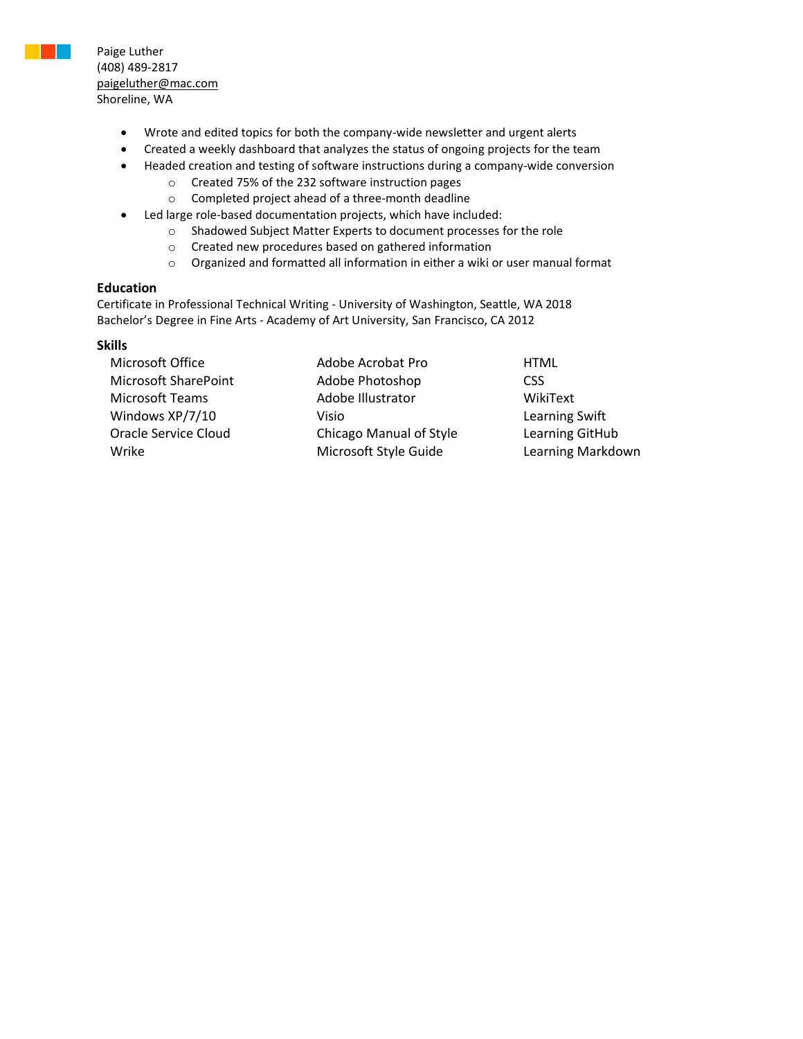Paige Luther
(408) 489-2817
paigeluther@mac.com
Shoreline, WA

- Wrote and edited topics for both the company-wide newsletter and urgent alerts
- Created a weekly dashboard that analyzes the status of ongoing projects for the team
- Headed creation and testing of software instructions during a company-wide conversion
  - Created 75% of the 232 software instruction pages
  - Completed project ahead of a three-month deadline
- Led large role-based documentation projects, which have included:
  - Shadowed Subject Matter Experts to document processes for the role
  - Created new procedures based on gathered information
  - Organized and formatted all information in either a wiki or user manual format

**Education**

Certificate in Professional Technical Writing - University of Washington, Seattle, WA 2018
Bachelor's Degree in Fine Arts - Academy of Art University, San Francisco, CA 2012

**Skills**

| | | |
|---|---|---|
| Microsoft Office | Adobe Acrobat Pro | HTML |
| Microsoft SharePoint | Adobe Photoshop | CSS |
| Microsoft Teams | Adobe Illustrator | WikiText |
| Windows XP/7/10 | Visio | Learning Swift |
| Oracle Service Cloud | Chicago Manual of Style | Learning GitHub |
| Wrike | Microsoft Style Guide | Learning Markdown |